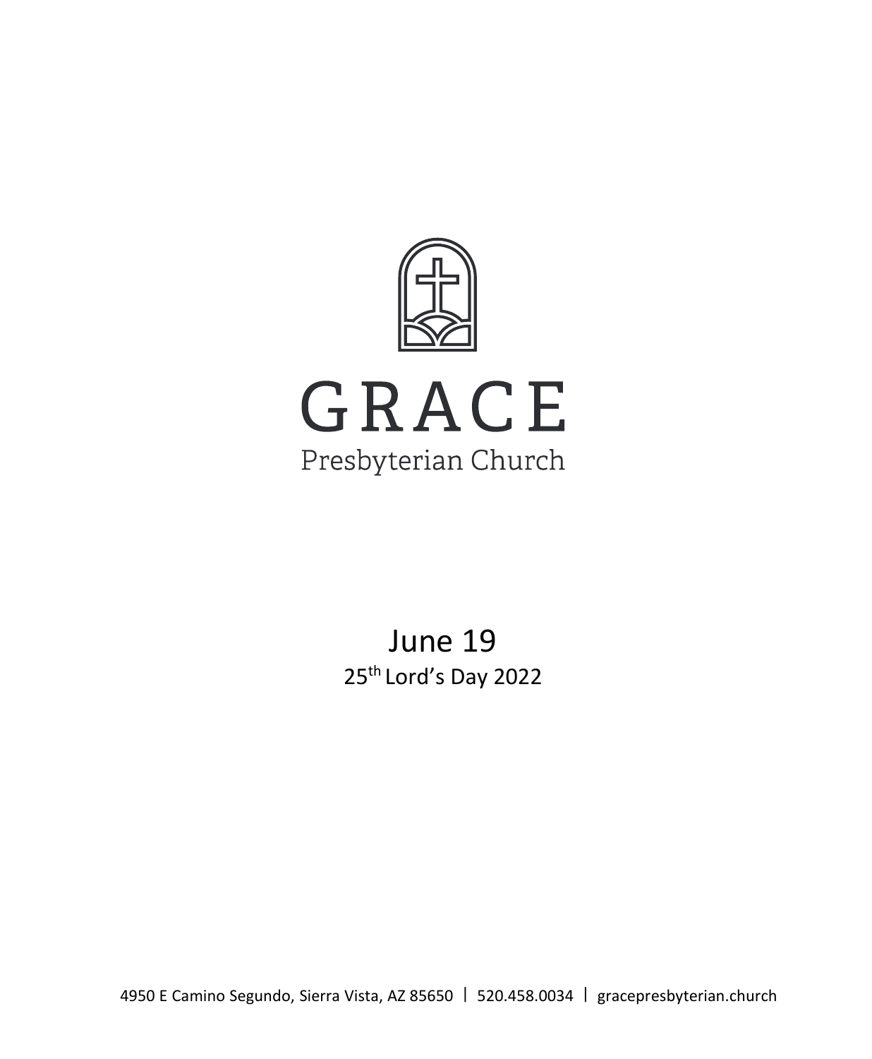# GRACE

Presbyterian Church

June 19

25th Lord's Day 2022

4950 E Camino Segundo, Sierra Vista, AZ 85650 | 520.458.0034 | gracepresbyterian.church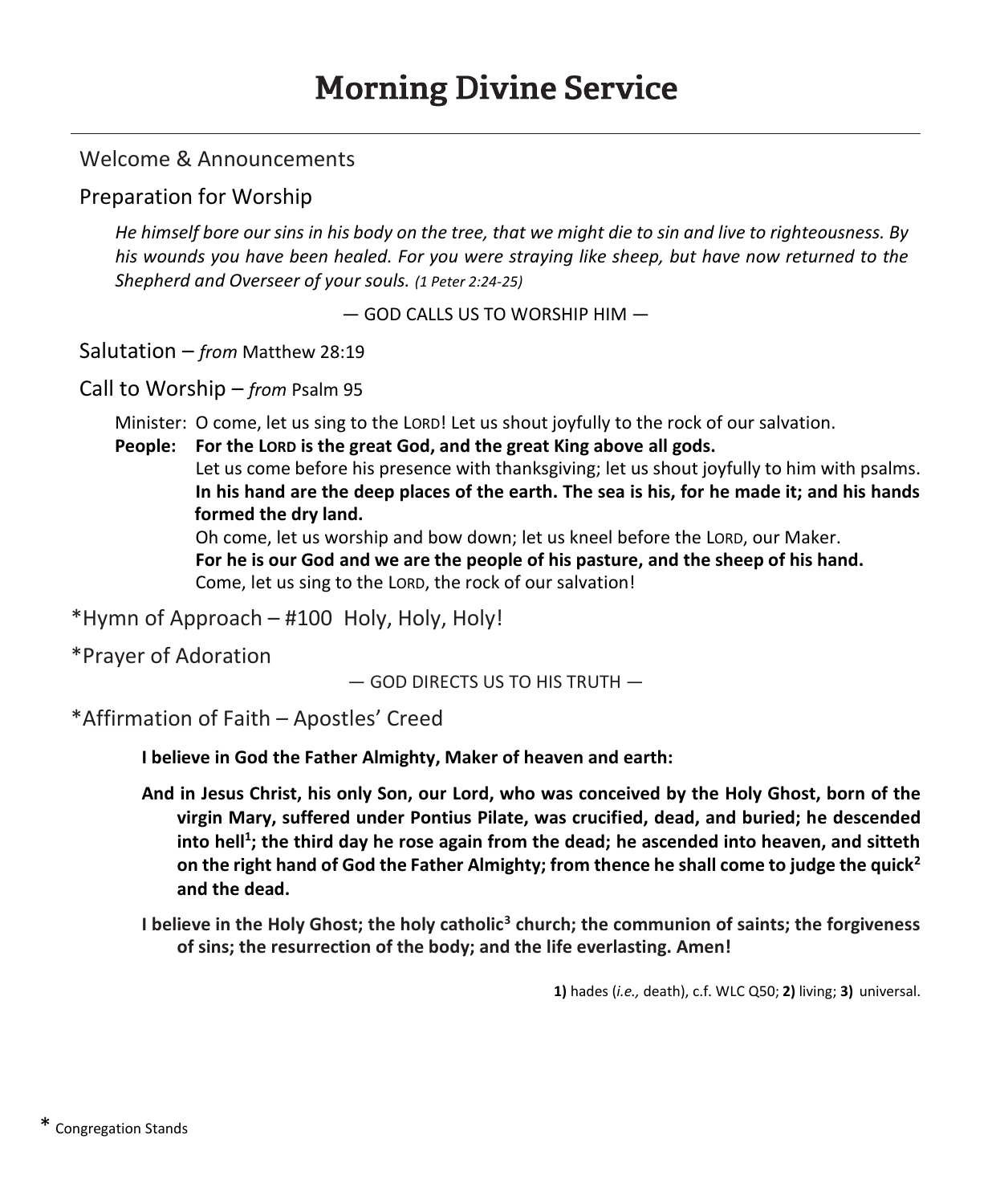# Morning Divine Service

Welcome & Announcements

Preparation for Worship

*He himself bore our sins in his body on the tree, that we might die to sin and live to righteousness. By his wounds you have been healed. For you were straying like sheep, but have now returned to the Shepherd and Overseer of your souls. (1 Peter 2:24-25)*

— GOD CALLS US TO WORSHIP HIM —

Salutation – *from* Matthew 28:19

Call to Worship – *from* Psalm 95

Minister: O come, let us sing to the LORD! Let us shout joyfully to the rock of our salvation.

**People: For the LORD is the great God, and the great King above all gods.**

Let us come before his presence with thanksgiving; let us shout joyfully to him with psalms.

**In his hand are the deep places of the earth. The sea is his, for he made it; and his hands formed the dry land.**

Oh come, let us worship and bow down; let us kneel before the LORD, our Maker.

**For he is our God and we are the people of his pasture, and the sheep of his hand.**

Come, let us sing to the LORD, the rock of our salvation!

*Hymn of Approach – #100 Holy, Holy, Holy!

*Prayer of Adoration

— GOD DIRECTS US TO HIS TRUTH —

*Affirmation of Faith – Apostles' Creed

**I believe in God the Father Almighty, Maker of heaven and earth:**

**And in Jesus Christ, his only Son, our Lord, who was conceived by the Holy Ghost, born of the virgin Mary, suffered under Pontius Pilate, was crucified, dead, and buried; he descended into hell[1]; the third day he rose again from the dead; he ascended into heaven, and sitteth on the right hand of God the Father Almighty; from thence he shall come to judge the quick[2] and the dead.**

**I believe in the Holy Ghost; the holy catholic[3] church; the communion of saints; the forgiveness of sins; the resurrection of the body; and the life everlasting. Amen!**

**1)** hades (*i.e.,* death), c.f. WLC Q50; **2)** living; **3)** universal.

* Congregation Stands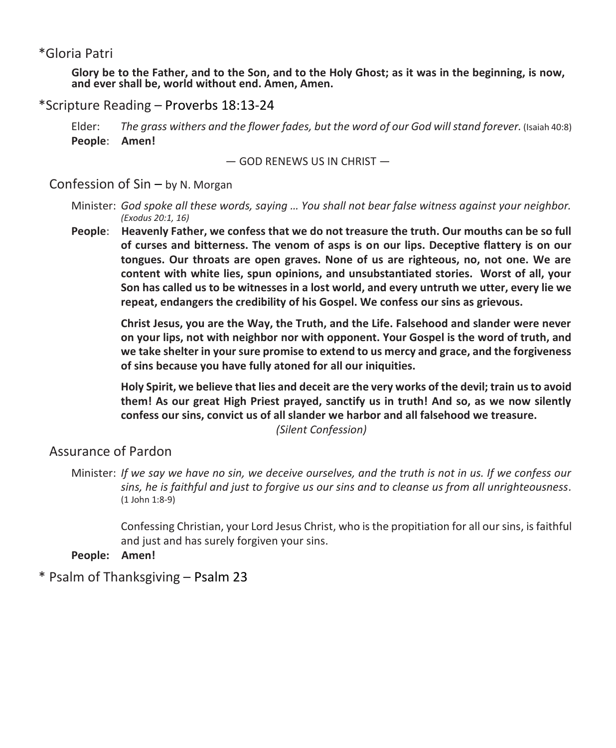## *Gloria Patri

**Glory be to the Father, and to the Son, and to the Holy Ghost; as it was in the beginning, is now, and ever shall be, world without end. Amen, Amen.**

## *Scripture Reading – Proverbs 18:13-24

Elder: *The grass withers and the flower fades, but the word of our God will stand forever.* (Isaiah 40:8)
**People**: **Amen!**

— GOD RENEWS US IN CHRIST —

## Confession of Sin – by N. Morgan

Minister: *God spoke all these words, saying … You shall not bear false witness against your neighbor. (Exodus 20:1, 16)*

**People**: **Heavenly Father, we confess that we do not treasure the truth. Our mouths can be so full of curses and bitterness. The venom of asps is on our lips. Deceptive flattery is on our tongues. Our throats are open graves. None of us are righteous, no, not one. We are content with white lies, spun opinions, and unsubstantiated stories. Worst of all, your Son has called us to be witnesses in a lost world, and every untruth we utter, every lie we repeat, endangers the credibility of his Gospel. We confess our sins as grievous.**

**Christ Jesus, you are the Way, the Truth, and the Life. Falsehood and slander were never on your lips, not with neighbor nor with opponent. Your Gospel is the word of truth, and we take shelter in your sure promise to extend to us mercy and grace, and the forgiveness of sins because you have fully atoned for all our iniquities.**

**Holy Spirit, we believe that lies and deceit are the very works of the devil; train us to avoid them! As our great High Priest prayed, sanctify us in truth! And so, as we now silently confess our sins, convict us of all slander we harbor and all falsehood we treasure.**

*(Silent Confession)*

## Assurance of Pardon

Minister: *If we say we have no sin, we deceive ourselves, and the truth is not in us. If we confess our sins, he is faithful and just to forgive us our sins and to cleanse us from all unrighteousness.* (1 John 1:8-9)

Confessing Christian, your Lord Jesus Christ, who is the propitiation for all our sins, is faithful and just and has surely forgiven your sins.

**People:** **Amen!**

## * Psalm of Thanksgiving – Psalm 23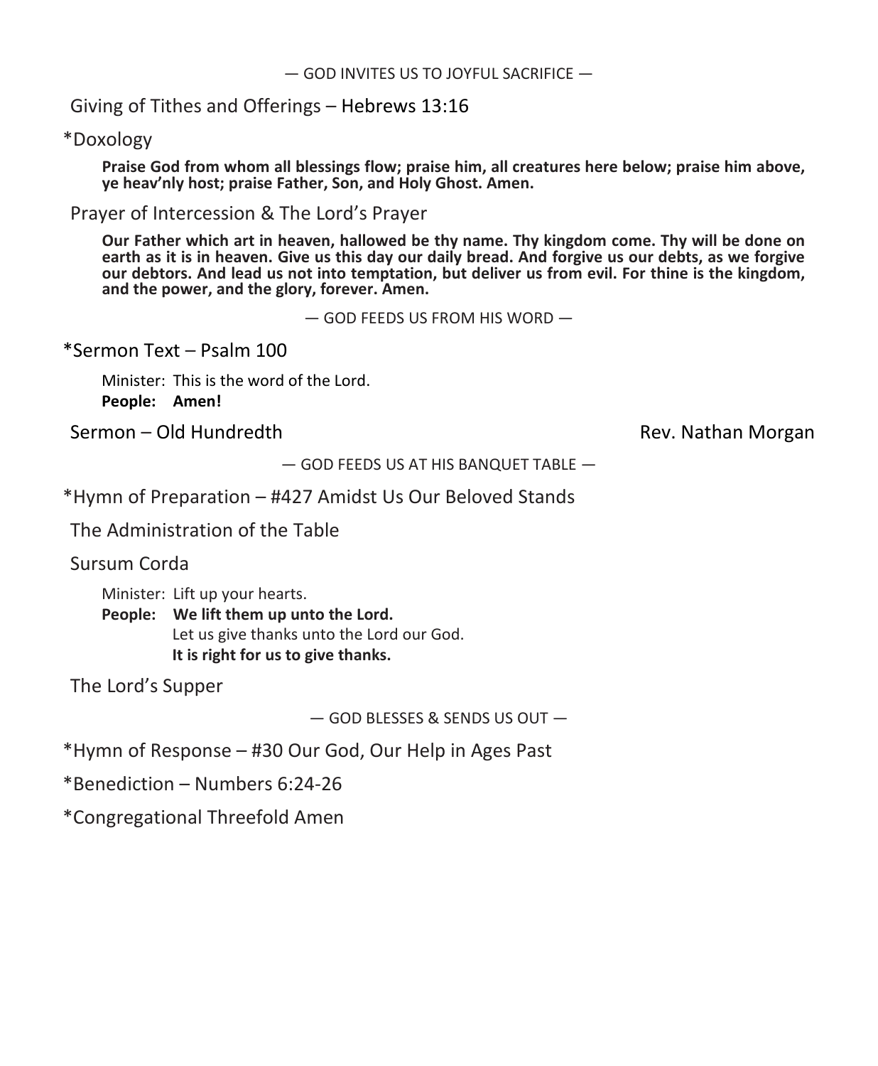— GOD INVITES US TO JOYFUL SACRIFICE —

Giving of Tithes and Offerings – Hebrews 13:16

*Doxology

**Praise God from whom all blessings flow; praise him, all creatures here below; praise him above, ye heav'nly host; praise Father, Son, and Holy Ghost. Amen.**

Prayer of Intercession & The Lord's Prayer

**Our Father which art in heaven, hallowed be thy name. Thy kingdom come. Thy will be done on earth as it is in heaven. Give us this day our daily bread. And forgive us our debts, as we forgive our debtors. And lead us not into temptation, but deliver us from evil. For thine is the kingdom, and the power, and the glory, forever. Amen.**

— GOD FEEDS US FROM HIS WORD —

*Sermon Text – Psalm 100

Minister: This is the word of the Lord.
**People: Amen!**

Sermon – Old Hundredth — Rev. Nathan Morgan

— GOD FEEDS US AT HIS BANQUET TABLE —

*Hymn of Preparation – #427 Amidst Us Our Beloved Stands

The Administration of the Table

Sursum Corda

Minister: Lift up your hearts.
**People: We lift them up unto the Lord.**
Let us give thanks unto the Lord our God.
**It is right for us to give thanks.**

The Lord's Supper

— GOD BLESSES & SENDS US OUT —

*Hymn of Response – #30 Our God, Our Help in Ages Past

*Benediction – Numbers 6:24-26

*Congregational Threefold Amen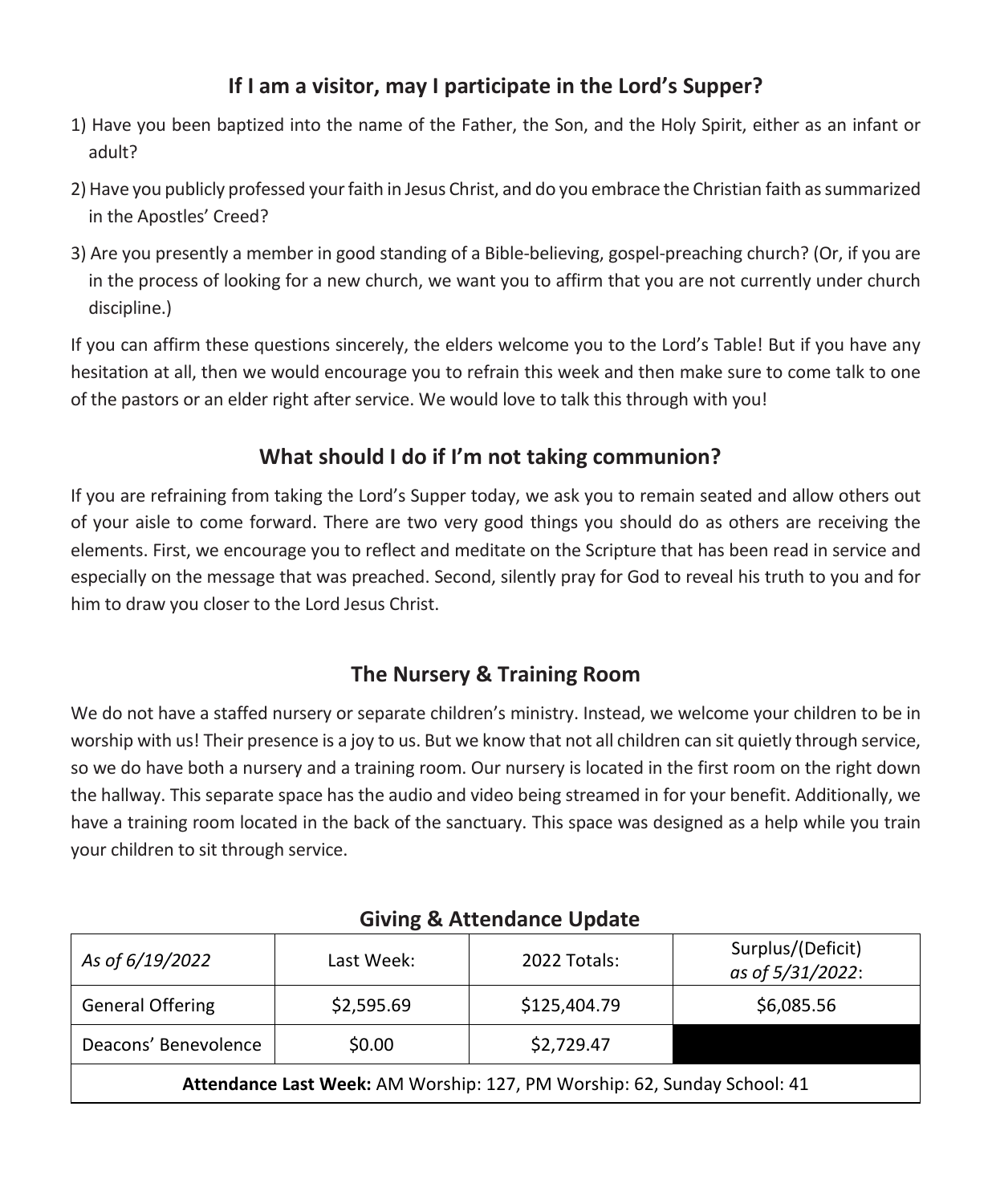## If I am a visitor, may I participate in the Lord's Supper?

1) Have you been baptized into the name of the Father, the Son, and the Holy Spirit, either as an infant or adult?
2) Have you publicly professed your faith in Jesus Christ, and do you embrace the Christian faith as summarized in the Apostles' Creed?
3) Are you presently a member in good standing of a Bible-believing, gospel-preaching church? (Or, if you are in the process of looking for a new church, we want you to affirm that you are not currently under church discipline.)

If you can affirm these questions sincerely, the elders welcome you to the Lord's Table! But if you have any hesitation at all, then we would encourage you to refrain this week and then make sure to come talk to one of the pastors or an elder right after service. We would love to talk this through with you!

## What should I do if I'm not taking communion?

If you are refraining from taking the Lord's Supper today, we ask you to remain seated and allow others out of your aisle to come forward. There are two very good things you should do as others are receiving the elements. First, we encourage you to reflect and meditate on the Scripture that has been read in service and especially on the message that was preached. Second, silently pray for God to reveal his truth to you and for him to draw you closer to the Lord Jesus Christ.

## The Nursery & Training Room

We do not have a staffed nursery or separate children's ministry. Instead, we welcome your children to be in worship with us! Their presence is a joy to us. But we know that not all children can sit quietly through service, so we do have both a nursery and a training room. Our nursery is located in the first room on the right down the hallway. This separate space has the audio and video being streamed in for your benefit. Additionally, we have a training room located in the back of the sanctuary. This space was designed as a help while you train your children to sit through service.

## Giving & Attendance Update

| *As of 6/19/2022* | Last Week: | 2022 Totals: | Surplus/(Deficit) *as of 5/31/2022*: |
|---|---|---|---|
| General Offering | $2,595.69 | $125,404.79 | $6,085.56 |
| Deacons' Benevolence | $0.00 | $2,729.47 | |
| **Attendance Last Week:** AM Worship: 127, PM Worship: 62, Sunday School: 41 | | | |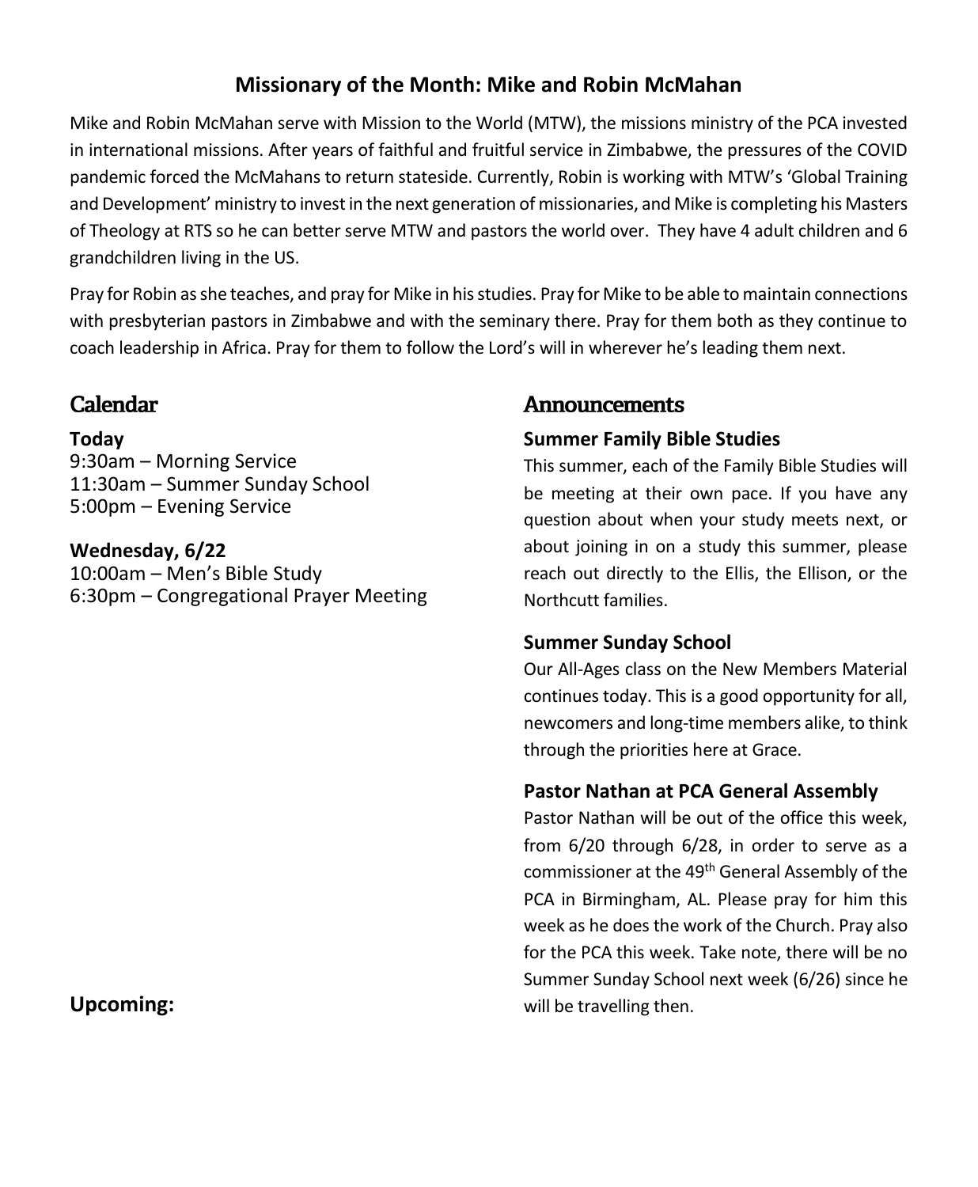## Missionary of the Month: Mike and Robin McMahan

Mike and Robin McMahan serve with Mission to the World (MTW), the missions ministry of the PCA invested in international missions. After years of faithful and fruitful service in Zimbabwe, the pressures of the COVID pandemic forced the McMahans to return stateside. Currently, Robin is working with MTW's 'Global Training and Development' ministry to invest in the next generation of missionaries, and Mike is completing his Masters of Theology at RTS so he can better serve MTW and pastors the world over. They have 4 adult children and 6 grandchildren living in the US.

Pray for Robin as she teaches, and pray for Mike in his studies. Pray for Mike to be able to maintain connections with presbyterian pastors in Zimbabwe and with the seminary there. Pray for them both as they continue to coach leadership in Africa. Pray for them to follow the Lord's will in wherever he's leading them next.

## Calendar

**Today**
9:30am – Morning Service
11:30am – Summer Sunday School
5:00pm – Evening Service

**Wednesday, 6/22**
10:00am – Men's Bible Study
6:30pm – Congregational Prayer Meeting

**Upcoming:**

## Announcements

### Summer Family Bible Studies

This summer, each of the Family Bible Studies will be meeting at their own pace. If you have any question about when your study meets next, or about joining in on a study this summer, please reach out directly to the Ellis, the Ellison, or the Northcutt families.

### Summer Sunday School

Our All-Ages class on the New Members Material continues today. This is a good opportunity for all, newcomers and long-time members alike, to think through the priorities here at Grace.

### Pastor Nathan at PCA General Assembly

Pastor Nathan will be out of the office this week, from 6/20 through 6/28, in order to serve as a commissioner at the 49th General Assembly of the PCA in Birmingham, AL. Please pray for him this week as he does the work of the Church. Pray also for the PCA this week. Take note, there will be no Summer Sunday School next week (6/26) since he will be travelling then.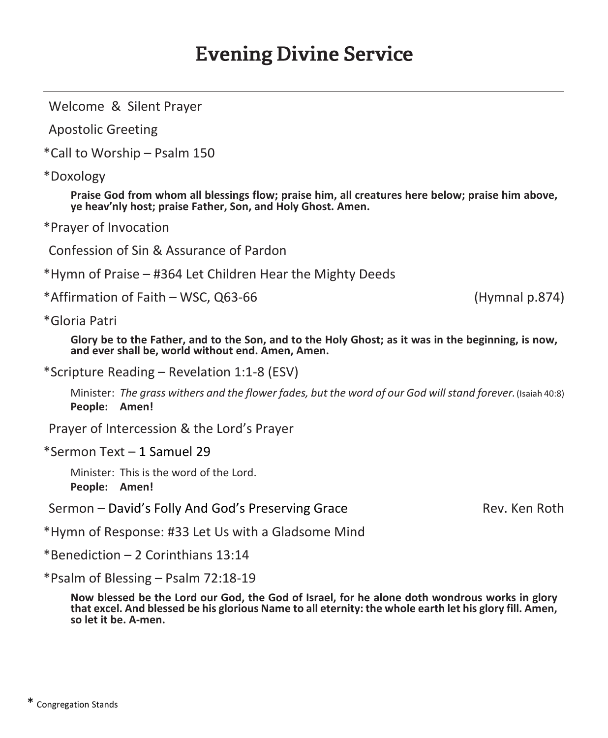# Evening Divine Service

---

Welcome & Silent Prayer

Apostolic Greeting

*Call to Worship – Psalm 150

*Doxology

**Praise God from whom all blessings flow; praise him, all creatures here below; praise him above, ye heav'nly host; praise Father, Son, and Holy Ghost. Amen.**

*Prayer of Invocation

Confession of Sin & Assurance of Pardon

*Hymn of Praise – #364 Let Children Hear the Mighty Deeds

*Affirmation of Faith – WSC, Q63-66 (Hymnal p.874)

*Gloria Patri

**Glory be to the Father, and to the Son, and to the Holy Ghost; as it was in the beginning, is now, and ever shall be, world without end. Amen, Amen.**

*Scripture Reading – Revelation 1:1-8 (ESV)

Minister: *The grass withers and the flower fades, but the word of our God will stand forever.* (Isaiah 40:8)
**People: Amen!**

Prayer of Intercession & the Lord's Prayer

*Sermon Text – 1 Samuel 29

Minister: This is the word of the Lord.
**People: Amen!**

Sermon – David's Folly And God's Preserving Grace Rev. Ken Roth

*Hymn of Response: #33 Let Us with a Gladsome Mind

*Benediction – 2 Corinthians 13:14

*Psalm of Blessing – Psalm 72:18-19

**Now blessed be the Lord our God, the God of Israel, for he alone doth wondrous works in glory that excel. And blessed be his glorious Name to all eternity: the whole earth let his glory fill. Amen, so let it be. A-men.**

* Congregation Stands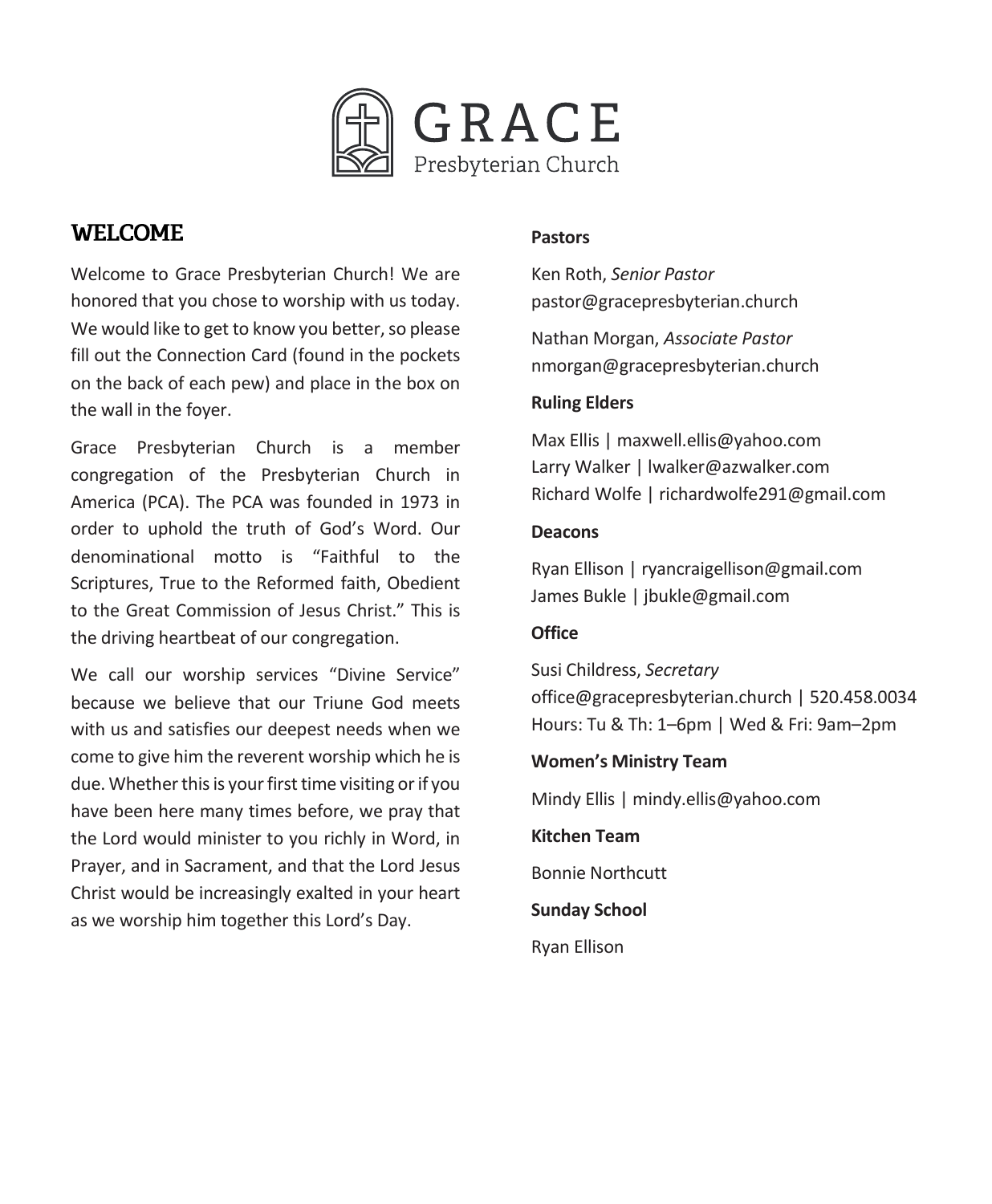# GRACE
Presbyterian Church

## WELCOME

Welcome to Grace Presbyterian Church! We are honored that you chose to worship with us today. We would like to get to know you better, so please fill out the Connection Card (found in the pockets on the back of each pew) and place in the box on the wall in the foyer.

Grace Presbyterian Church is a member congregation of the Presbyterian Church in America (PCA). The PCA was founded in 1973 in order to uphold the truth of God's Word. Our denominational motto is "Faithful to the Scriptures, True to the Reformed faith, Obedient to the Great Commission of Jesus Christ." This is the driving heartbeat of our congregation.

We call our worship services "Divine Service" because we believe that our Triune God meets with us and satisfies our deepest needs when we come to give him the reverent worship which he is due. Whether this is your first time visiting or if you have been here many times before, we pray that the Lord would minister to you richly in Word, in Prayer, and in Sacrament, and that the Lord Jesus Christ would be increasingly exalted in your heart as we worship him together this Lord's Day.

**Pastors**

Ken Roth, *Senior Pastor*
pastor@gracepresbyterian.church

Nathan Morgan, *Associate Pastor*
nmorgan@gracepresbyterian.church

**Ruling Elders**

Max Ellis | maxwell.ellis@yahoo.com
Larry Walker | lwalker@azwalker.com
Richard Wolfe | richardwolfe291@gmail.com

**Deacons**

Ryan Ellison | ryancraigellison@gmail.com
James Bukle | jbukle@gmail.com

**Office**

Susi Childress, *Secretary*
office@gracepresbyterian.church | 520.458.0034
Hours: Tu & Th: 1–6pm | Wed & Fri: 9am–2pm

**Women's Ministry Team**

Mindy Ellis | mindy.ellis@yahoo.com

**Kitchen Team**

Bonnie Northcutt

**Sunday School**

Ryan Ellison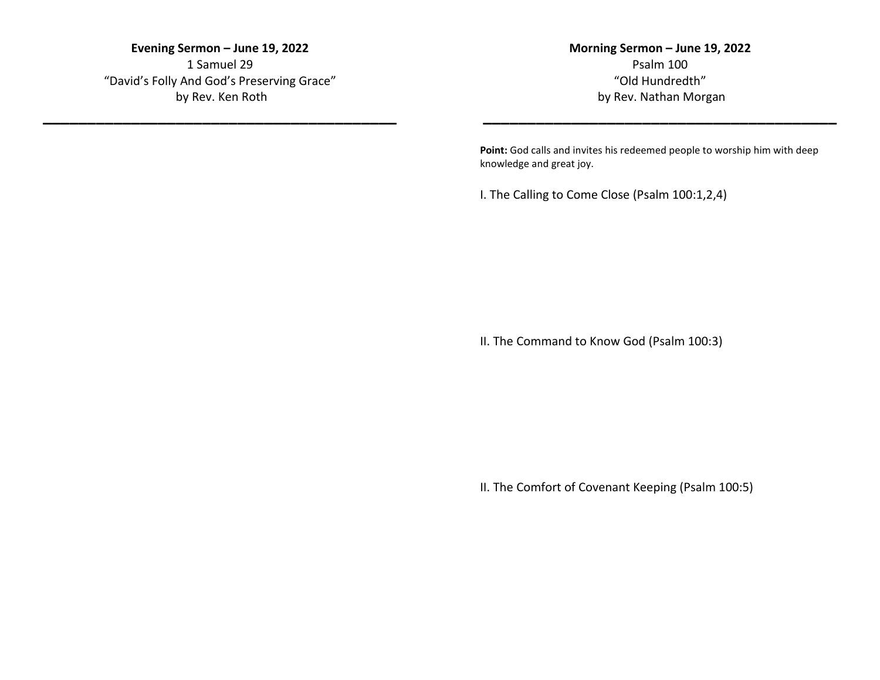**Evening Sermon – June 19, 2022**

1 Samuel 29

"David's Folly And God's Preserving Grace"

by Rev. Ken Roth

---

**Morning Sermon – June 19, 2022**

Psalm 100

"Old Hundredth"

by Rev. Nathan Morgan

---

**Point:** God calls and invites his redeemed people to worship him with deep knowledge and great joy.

I. The Calling to Come Close (Psalm 100:1,2,4)

II. The Command to Know God (Psalm 100:3)

II. The Comfort of Covenant Keeping (Psalm 100:5)